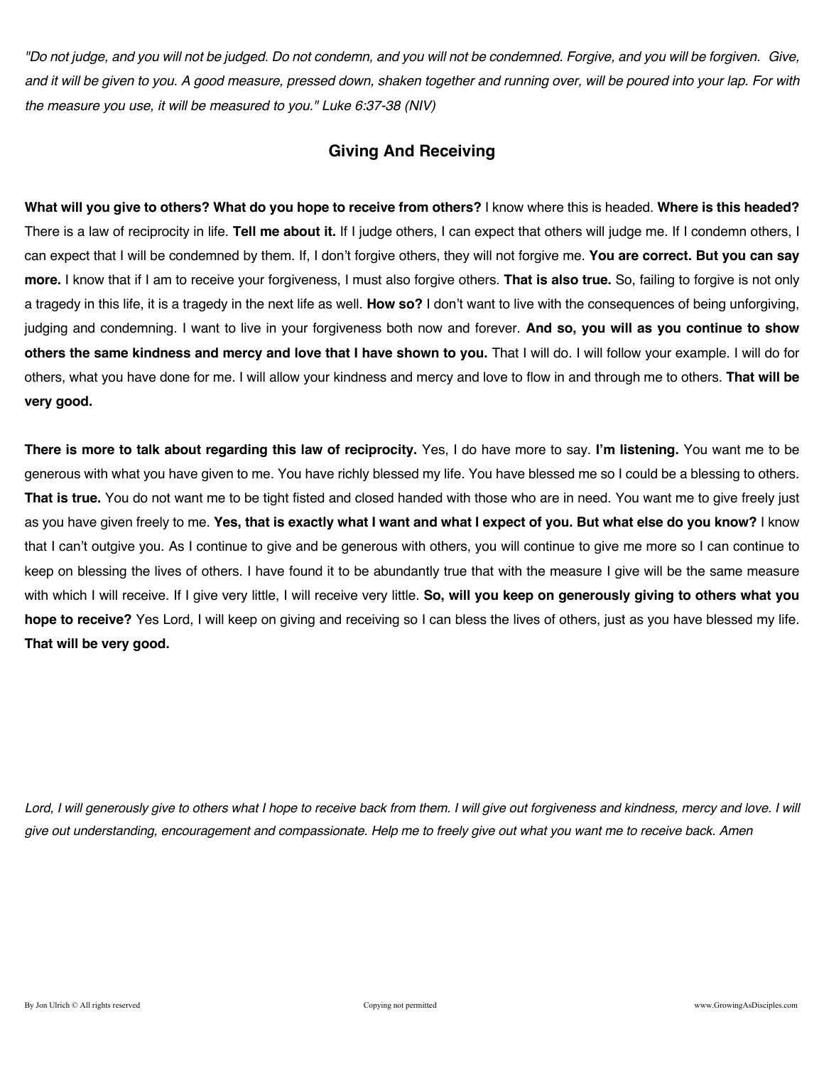*"Do not judge, and you will not be judged. Do not condemn, and you will not be condemned. Forgive, and you will be forgiven. Give, and it will be given to you. A good measure, pressed down, shaken together and running over, will be poured into your lap. For with the measure you use, it will be measured to you." Luke 6:37-38 (NIV)*

## Giving And Receiving

**What will you give to others? What do you hope to receive from others?** I know where this is headed. **Where is this headed?** There is a law of reciprocity in life. **Tell me about it.** If I judge others, I can expect that others will judge me. If I condemn others, I can expect that I will be condemned by them. If, I don't forgive others, they will not forgive me. **You are correct. But you can say more.** I know that if I am to receive your forgiveness, I must also forgive others. **That is also true.** So, failing to forgive is not only a tragedy in this life, it is a tragedy in the next life as well. **How so?** I don't want to live with the consequences of being unforgiving, judging and condemning. I want to live in your forgiveness both now and forever. **And so, you will as you continue to show others the same kindness and mercy and love that I have shown to you.** That I will do. I will follow your example. I will do for others, what you have done for me. I will allow your kindness and mercy and love to flow in and through me to others. **That will be very good.**

**There is more to talk about regarding this law of reciprocity.** Yes, I do have more to say. **I'm listening.** You want me to be generous with what you have given to me. You have richly blessed my life. You have blessed me so I could be a blessing to others. **That is true.** You do not want me to be tight fisted and closed handed with those who are in need. You want me to give freely just as you have given freely to me. **Yes, that is exactly what I want and what I expect of you. But what else do you know?** I know that I can't outgive you. As I continue to give and be generous with others, you will continue to give me more so I can continue to keep on blessing the lives of others. I have found it to be abundantly true that with the measure I give will be the same measure with which I will receive. If I give very little, I will receive very little. **So, will you keep on generously giving to others what you hope to receive?** Yes Lord, I will keep on giving and receiving so I can bless the lives of others, just as you have blessed my life. **That will be very good.**

*Lord, I will generously give to others what I hope to receive back from them. I will give out forgiveness and kindness, mercy and love. I will give out understanding, encouragement and compassionate. Help me to freely give out what you want me to receive back. Amen*

By Jon Ulrich © All rights reserved     Copying not permitted     www.GrowingAsDisciples.com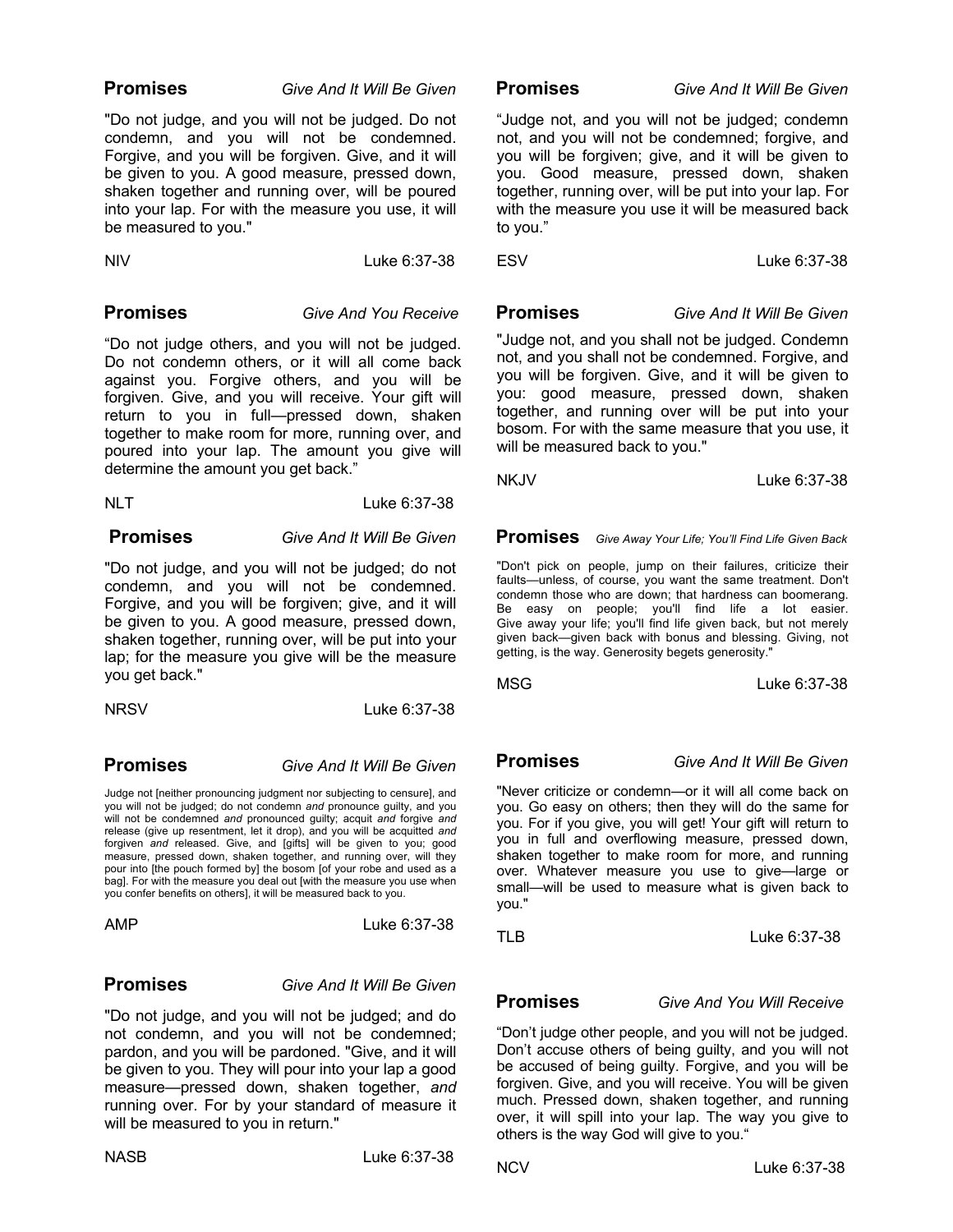**Promises** *Give And It Will Be Given*

"Do not judge, and you will not be judged. Do not condemn, and you will not be condemned. Forgive, and you will be forgiven. Give, and it will be given to you. A good measure, pressed down, shaken together and running over, will be poured into your lap. For with the measure you use, it will be measured to you."

NIV Luke 6:37-38

**Promises** *Give And You Receive*

“Do not judge others, and you will not be judged. Do not condemn others, or it will all come back against you. Forgive others, and you will be forgiven. Give, and you will receive. Your gift will return to you in full—pressed down, shaken together to make room for more, running over, and poured into your lap. The amount you give will determine the amount you get back.”

NLT Luke 6:37-38

**Promises** *Give And It Will Be Given*

"Do not judge, and you will not be judged; do not condemn, and you will not be condemned. Forgive, and you will be forgiven; give, and it will be given to you. A good measure, pressed down, shaken together, running over, will be put into your lap; for the measure you give will be the measure you get back."

NRSV Luke 6:37-38

**Promises** *Give And It Will Be Given*

Judge not [neither pronouncing judgment nor subjecting to censure], and you will not be judged; do not condemn *and* pronounce guilty, and you will not be condemned *and* pronounced guilty; acquit *and* forgive *and* release (give up resentment, let it drop), and you will be acquitted *and* forgiven *and* released. Give, and [gifts] will be given to you; good measure, pressed down, shaken together, and running over, will they pour into [the pouch formed by] the bosom [of your robe and used as a bag]. For with the measure you deal out [with the measure you use when you confer benefits on others], it will be measured back to you.

AMP Luke 6:37-38

**Promises** *Give And It Will Be Given*

"Do not judge, and you will not be judged; and do not condemn, and you will not be condemned; pardon, and you will be pardoned. "Give, and it will be given to you. They will pour into your lap a good measure—pressed down, shaken together, *and* running over. For by your standard of measure it will be measured to you in return."

NASB Luke 6:37-38

**Promises** *Give And It Will Be Given*

“Judge not, and you will not be judged; condemn not, and you will not be condemned; forgive, and you will be forgiven; give, and it will be given to you. Good measure, pressed down, shaken together, running over, will be put into your lap. For with the measure you use it will be measured back to you.”

ESV Luke 6:37-38

**Promises** *Give And It Will Be Given*

"Judge not, and you shall not be judged. Condemn not, and you shall not be condemned. Forgive, and you will be forgiven. Give, and it will be given to you: good measure, pressed down, shaken together, and running over will be put into your bosom. For with the same measure that you use, it will be measured back to you."

NKJV Luke 6:37-38

**Promises** *Give Away Your Life; You’ll Find Life Given Back*

"Don't pick on people, jump on their failures, criticize their faults—unless, of course, you want the same treatment. Don't condemn those who are down; that hardness can boomerang. Be easy on people; you'll find life a lot easier. Give away your life; you'll find life given back, but not merely given back—given back with bonus and blessing. Giving, not getting, is the way. Generosity begets generosity."

MSG Luke 6:37-38

**Promises** *Give And It Will Be Given*

"Never criticize or condemn—or it will all come back on you. Go easy on others; then they will do the same for you. For if you give, you will get! Your gift will return to you in full and overflowing measure, pressed down, shaken together to make room for more, and running over. Whatever measure you use to give—large or small—will be used to measure what is given back to you."

TLB Luke 6:37-38

**Promises** *Give And You Will Receive*

“Don’t judge other people, and you will not be judged. Don’t accuse others of being guilty, and you will not be accused of being guilty. Forgive, and you will be forgiven. Give, and you will receive. You will be given much. Pressed down, shaken together, and running over, it will spill into your lap. The way you give to others is the way God will give to you.“

NCV Luke 6:37-38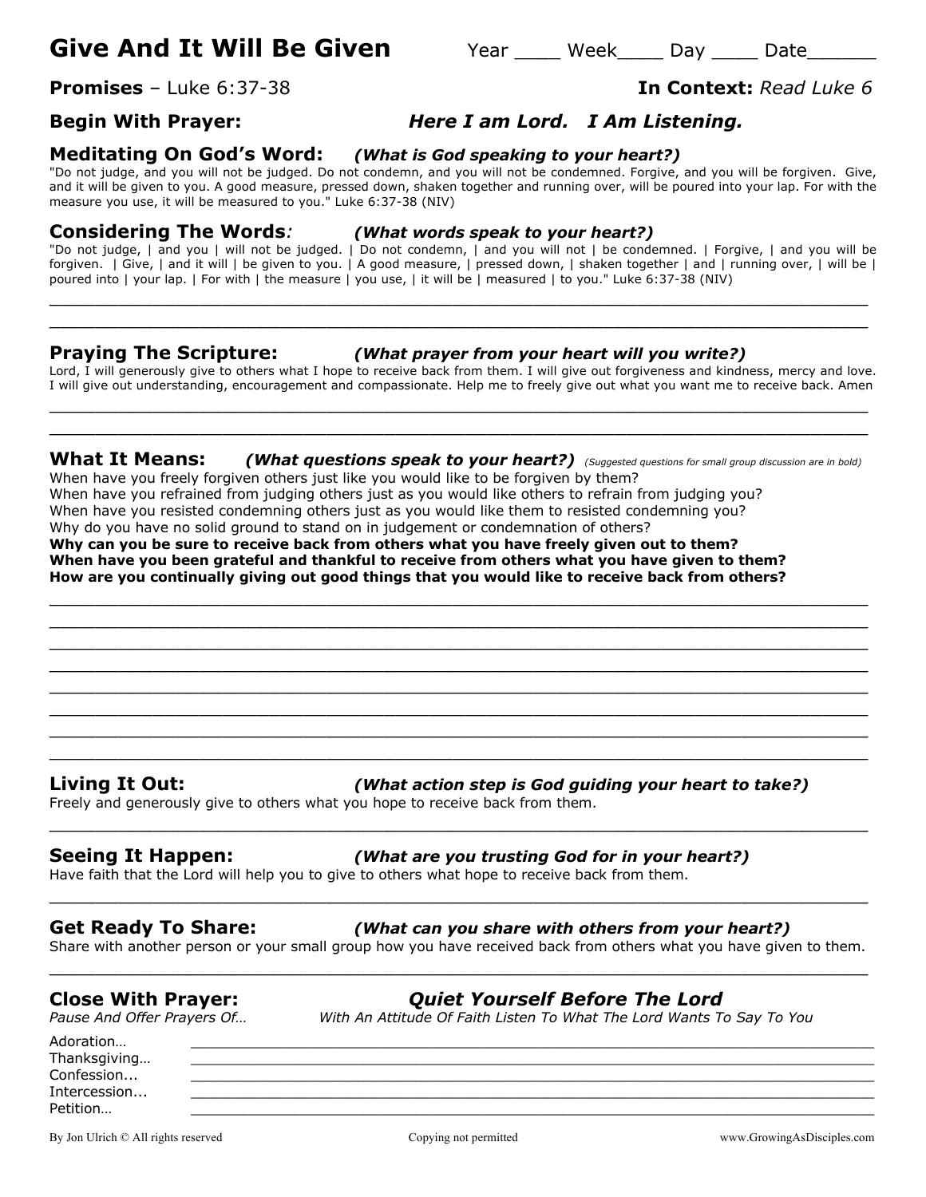# Give And It Will Be Given

Year ____ Week____ Day ____ Date______

**Promises** – Luke 6:37-38

**In Context:** *Read Luke 6*

**Begin With Prayer:** ***Here I am Lord. I Am Listening.***

## Meditating On God's Word: *(What is God speaking to your heart?)*

"Do not judge, and you will not be judged. Do not condemn, and you will not be condemned. Forgive, and you will be forgiven. Give, and it will be given to you. A good measure, pressed down, shaken together and running over, will be poured into your lap. For with the measure you use, it will be measured to you." Luke 6:37-38 (NIV)

## Considering The Words*:* *(What words speak to your heart?)*

"Do not judge, | and you | will not be judged. | Do not condemn, | and you will not | be condemned. | Forgive, | and you will be forgiven. | Give, | and it will | be given to you. | A good measure, | pressed down, | shaken together | and | running over, | will be | poured into | your lap. | For with | the measure | you use, | it will be | measured | to you." Luke 6:37-38 (NIV)

______________________________________________________________________________

______________________________________________________________________________

## Praying The Scripture: *(What prayer from your heart will you write?)*

Lord, I will generously give to others what I hope to receive back from them. I will give out forgiveness and kindness, mercy and love. I will give out understanding, encouragement and compassionate. Help me to freely give out what you want me to receive back. Amen

______________________________________________________________________________

______________________________________________________________________________

## What It Means: *(What questions speak to your heart?)* *(Suggested questions for small group discussion are in bold)*

When have you freely forgiven others just like you would like to be forgiven by them?
When have you refrained from judging others just as you would like others to refrain from judging you?
When have you resisted condemning others just as you would like them to resisted condemning you?
Why do you have no solid ground to stand on in judgement or condemnation of others?
**Why can you be sure to receive back from others what you have freely given out to them?**
**When have you been grateful and thankful to receive from others what you have given to them?**
**How are you continually giving out good things that you would like to receive back from others?**

______________________________________________________________________________

______________________________________________________________________________

______________________________________________________________________________

______________________________________________________________________________

______________________________________________________________________________

______________________________________________________________________________

______________________________________________________________________________

______________________________________________________________________________

## Living It Out: *(What action step is God guiding your heart to take?)*

Freely and generously give to others what you hope to receive back from them.

______________________________________________________________________________

## Seeing It Happen: *(What are you trusting God for in your heart?)*

Have faith that the Lord will help you to give to others what hope to receive back from them.

______________________________________________________________________________

## Get Ready To Share: *(What can you share with others from your heart?)*

Share with another person or your small group how you have received back from others what you have given to them.

______________________________________________________________________________

## Close With Prayer: ***Quiet Yourself Before The Lord***

*Pause And Offer Prayers Of…* *With An Attitude Of Faith Listen To What The Lord Wants To Say To You*

Adoration… ____________________________________________________________
Thanksgiving… ____________________________________________________________
Confession... ____________________________________________________________
Intercession... ____________________________________________________________
Petition… ____________________________________________________________

By Jon Ulrich © All rights reserved — Copying not permitted — www.GrowingAsDisciples.com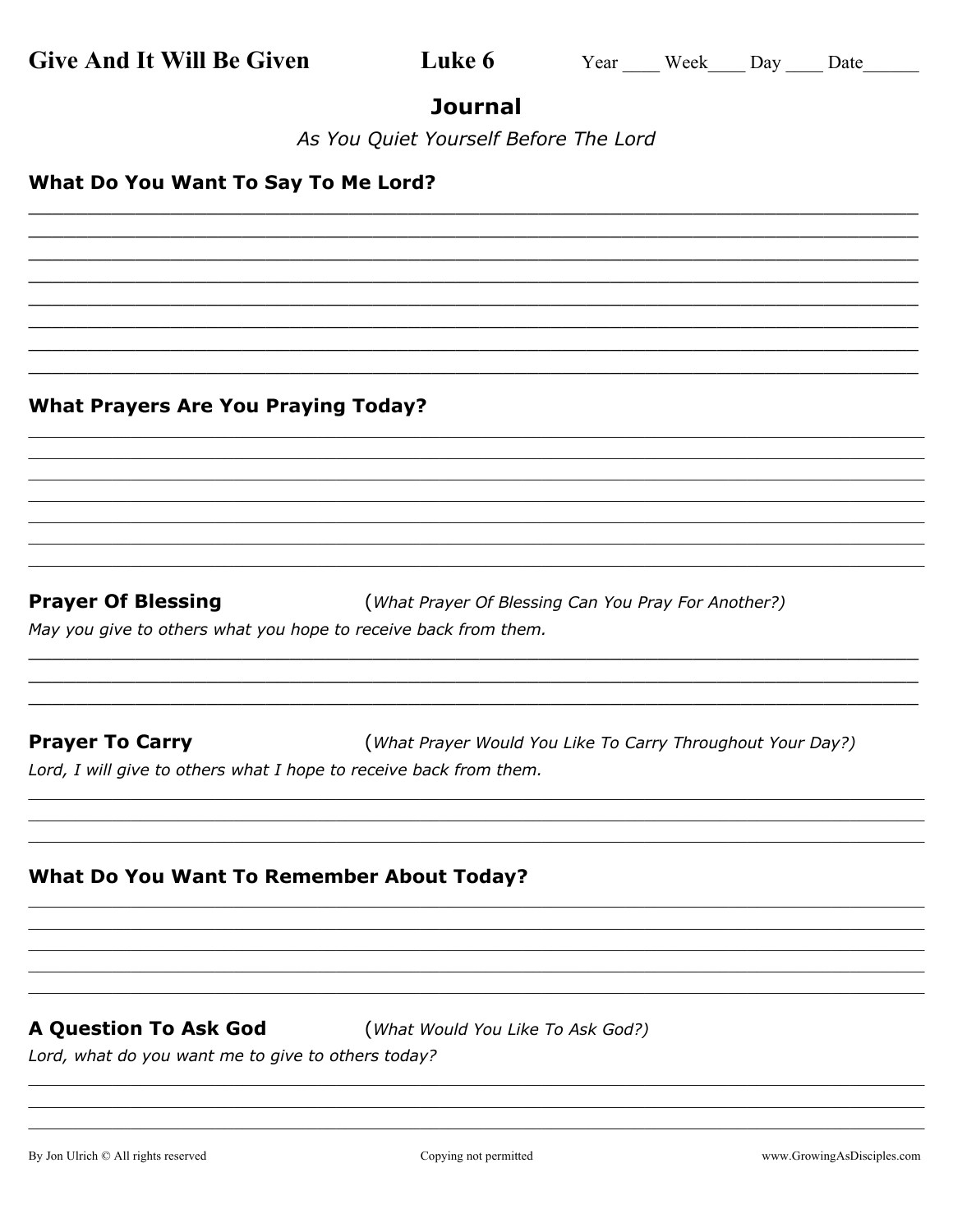**Give And It Will Be Given** **Luke 6** Year ____ Week____ Day ____ Date______

## Journal

*As You Quiet Yourself Before The Lord*

### What Do You Want To Say To Me Lord?

________________________________________________________________________________
________________________________________________________________________________
________________________________________________________________________________
________________________________________________________________________________
________________________________________________________________________________
________________________________________________________________________________
________________________________________________________________________________
________________________________________________________________________________

### What Prayers Are You Praying Today?

________________________________________________________________________________
________________________________________________________________________________
________________________________________________________________________________
________________________________________________________________________________
________________________________________________________________________________
________________________________________________________________________________
________________________________________________________________________________

### Prayer Of Blessing (*What Prayer Of Blessing Can You Pray For Another?*)

*May you give to others what you hope to receive back from them.*

________________________________________________________________________________
________________________________________________________________________________
________________________________________________________________________________

### Prayer To Carry (*What Prayer Would You Like To Carry Throughout Your Day?*)

*Lord, I will give to others what I hope to receive back from them.*

________________________________________________________________________________
________________________________________________________________________________
________________________________________________________________________________

### What Do You Want To Remember About Today?

________________________________________________________________________________
________________________________________________________________________________
________________________________________________________________________________
________________________________________________________________________________
________________________________________________________________________________

### A Question To Ask God (*What Would You Like To Ask God?*)

*Lord, what do you want me to give to others today?*

________________________________________________________________________________
________________________________________________________________________________
________________________________________________________________________________

By Jon Ulrich © All rights reserved Copying not permitted www.GrowingAsDisciples.com